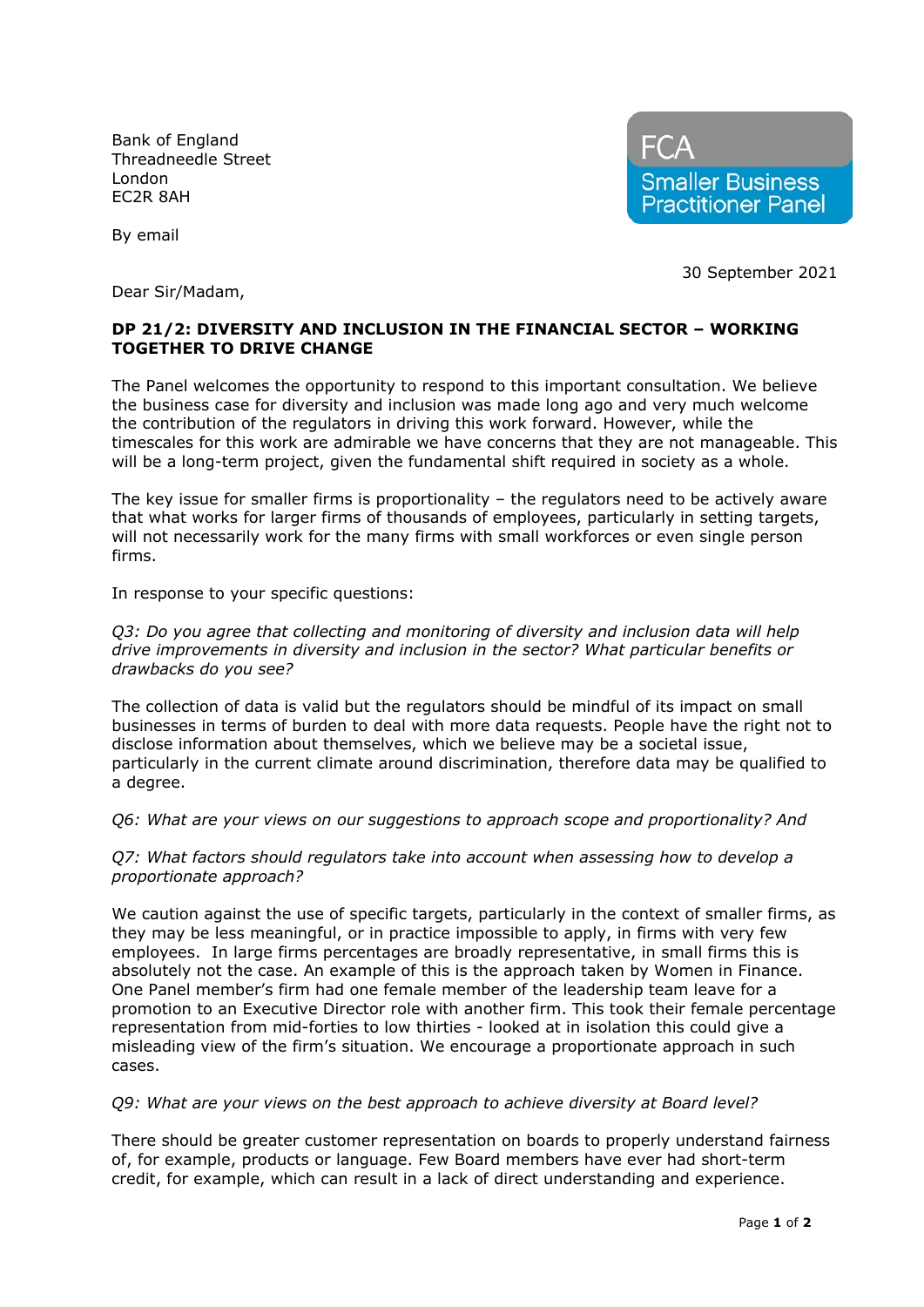Bank of England
Threadneedle Street
London
EC2R 8AH

By email

FCA
Smaller Business
Practitioner Panel

30 September 2021

Dear Sir/Madam,

**DP 21/2: DIVERSITY AND INCLUSION IN THE FINANCIAL SECTOR – WORKING TOGETHER TO DRIVE CHANGE**

The Panel welcomes the opportunity to respond to this important consultation. We believe the business case for diversity and inclusion was made long ago and very much welcome the contribution of the regulators in driving this work forward. However, while the timescales for this work are admirable we have concerns that they are not manageable. This will be a long-term project, given the fundamental shift required in society as a whole.

The key issue for smaller firms is proportionality – the regulators need to be actively aware that what works for larger firms of thousands of employees, particularly in setting targets, will not necessarily work for the many firms with small workforces or even single person firms.

In response to your specific questions:

*Q3: Do you agree that collecting and monitoring of diversity and inclusion data will help drive improvements in diversity and inclusion in the sector? What particular benefits or drawbacks do you see?*

The collection of data is valid but the regulators should be mindful of its impact on small businesses in terms of burden to deal with more data requests. People have the right not to disclose information about themselves, which we believe may be a societal issue, particularly in the current climate around discrimination, therefore data may be qualified to a degree.

*Q6: What are your views on our suggestions to approach scope and proportionality? And*

*Q7: What factors should regulators take into account when assessing how to develop a proportionate approach?*

We caution against the use of specific targets, particularly in the context of smaller firms, as they may be less meaningful, or in practice impossible to apply, in firms with very few employees. In large firms percentages are broadly representative, in small firms this is absolutely not the case. An example of this is the approach taken by Women in Finance. One Panel member's firm had one female member of the leadership team leave for a promotion to an Executive Director role with another firm. This took their female percentage representation from mid-forties to low thirties - looked at in isolation this could give a misleading view of the firm's situation. We encourage a proportionate approach in such cases.

*Q9: What are your views on the best approach to achieve diversity at Board level?*

There should be greater customer representation on boards to properly understand fairness of, for example, products or language. Few Board members have ever had short-term credit, for example, which can result in a lack of direct understanding and experience.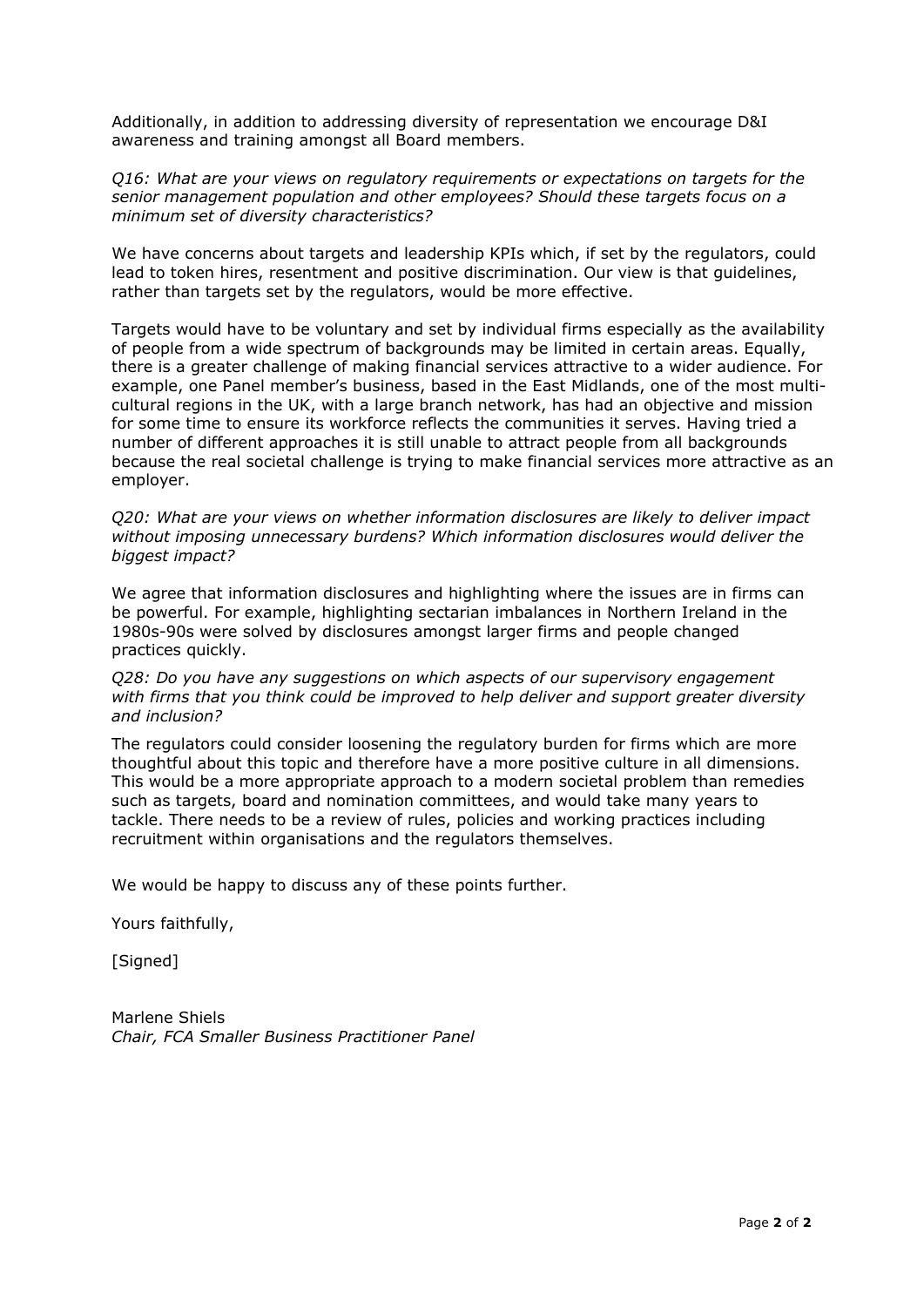Additionally, in addition to addressing diversity of representation we encourage D&I awareness and training amongst all Board members.

*Q16: What are your views on regulatory requirements or expectations on targets for the senior management population and other employees? Should these targets focus on a minimum set of diversity characteristics?*

We have concerns about targets and leadership KPIs which, if set by the regulators, could lead to token hires, resentment and positive discrimination. Our view is that guidelines, rather than targets set by the regulators, would be more effective.

Targets would have to be voluntary and set by individual firms especially as the availability of people from a wide spectrum of backgrounds may be limited in certain areas. Equally, there is a greater challenge of making financial services attractive to a wider audience. For example, one Panel member's business, based in the East Midlands, one of the most multi-cultural regions in the UK, with a large branch network, has had an objective and mission for some time to ensure its workforce reflects the communities it serves. Having tried a number of different approaches it is still unable to attract people from all backgrounds because the real societal challenge is trying to make financial services more attractive as an employer.

*Q20: What are your views on whether information disclosures are likely to deliver impact without imposing unnecessary burdens? Which information disclosures would deliver the biggest impact?*

We agree that information disclosures and highlighting where the issues are in firms can be powerful. For example, highlighting sectarian imbalances in Northern Ireland in the 1980s-90s were solved by disclosures amongst larger firms and people changed practices quickly.

*Q28: Do you have any suggestions on which aspects of our supervisory engagement with firms that you think could be improved to help deliver and support greater diversity and inclusion?*

The regulators could consider loosening the regulatory burden for firms which are more thoughtful about this topic and therefore have a more positive culture in all dimensions. This would be a more appropriate approach to a modern societal problem than remedies such as targets, board and nomination committees, and would take many years to tackle. There needs to be a review of rules, policies and working practices including recruitment within organisations and the regulators themselves.

We would be happy to discuss any of these points further.

Yours faithfully,

[Signed]

Marlene Shiels
*Chair, FCA Smaller Business Practitioner Panel*